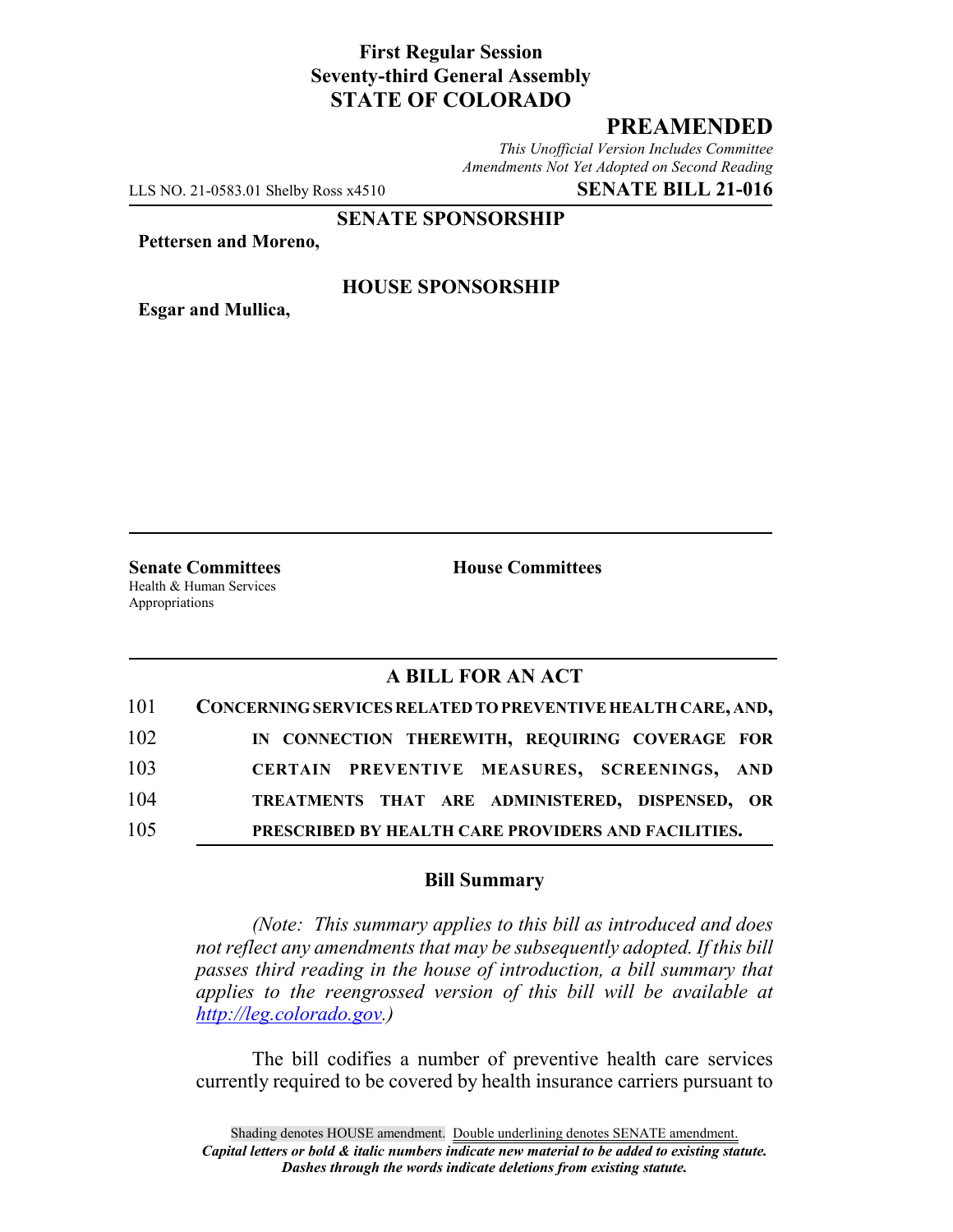**First Regular Session**
**Seventy-third General Assembly**
**STATE OF COLORADO**

## PREAMENDED

*This Unofficial Version Includes Committee Amendments Not Yet Adopted on Second Reading*

LLS NO. 21-0583.01 Shelby Ross x4510 **SENATE BILL 21-016**

**SENATE SPONSORSHIP**

**Pettersen and Moreno,**

**HOUSE SPONSORSHIP**

**Esgar and Mullica,**

**Senate Committees**
Health & Human Services
Appropriations

**House Committees**

## A BILL FOR AN ACT

101 **CONCERNING SERVICES RELATED TO PREVENTIVE HEALTH CARE, AND,**
102 **IN CONNECTION THEREWITH, REQUIRING COVERAGE FOR**
103 **CERTAIN PREVENTIVE MEASURES, SCREENINGS, AND**
104 **TREATMENTS THAT ARE ADMINISTERED, DISPENSED, OR**
105 **PRESCRIBED BY HEALTH CARE PROVIDERS AND FACILITIES.**

### Bill Summary

*(Note: This summary applies to this bill as introduced and does not reflect any amendments that may be subsequently adopted. If this bill passes third reading in the house of introduction, a bill summary that applies to the reengrossed version of this bill will be available at http://leg.colorado.gov.)*

The bill codifies a number of preventive health care services currently required to be covered by health insurance carriers pursuant to

Shading denotes HOUSE amendment. Double underlining denotes SENATE amendment.
***Capital letters or bold & italic numbers indicate new material to be added to existing statute.***
***Dashes through the words indicate deletions from existing statute.***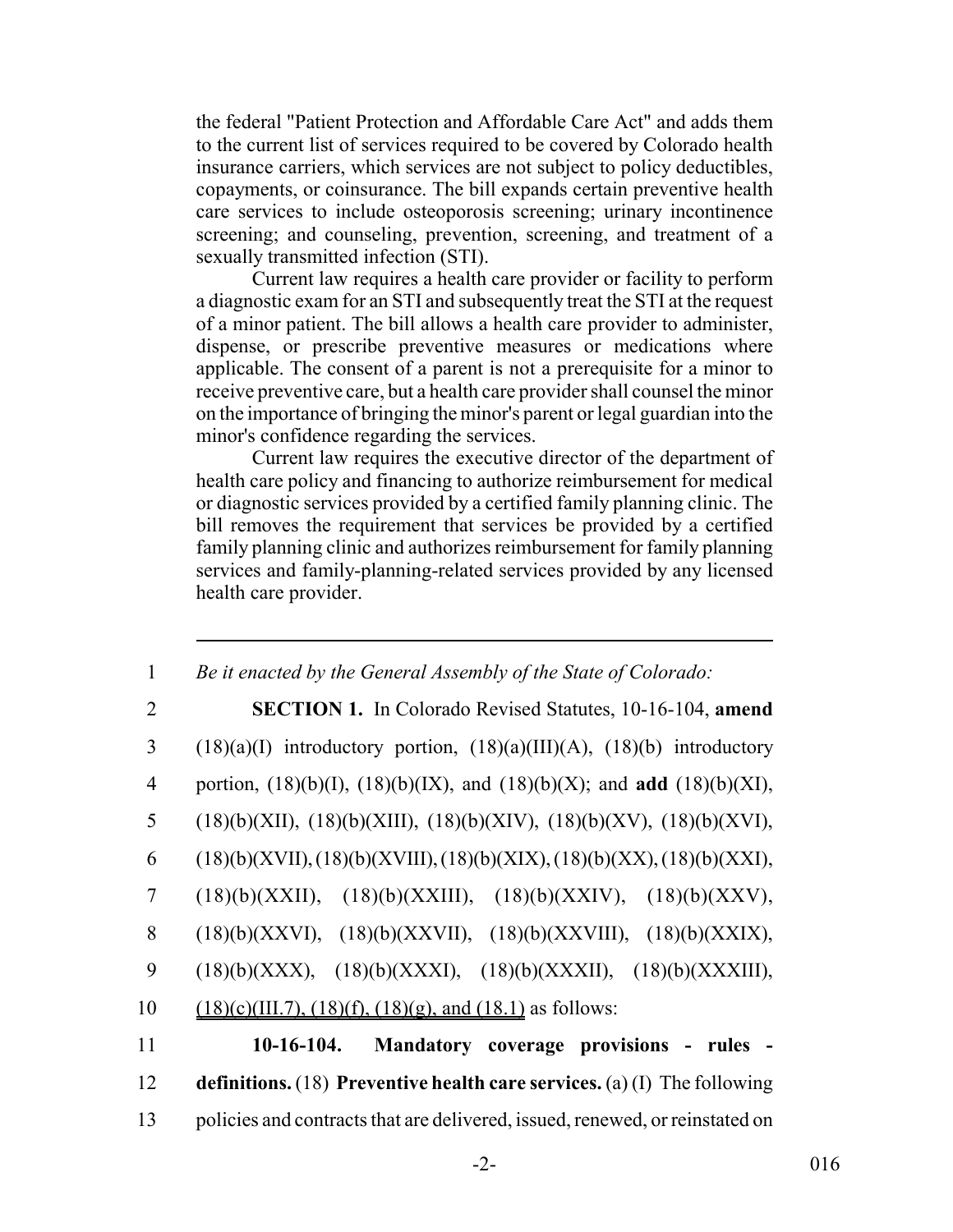the federal "Patient Protection and Affordable Care Act" and adds them to the current list of services required to be covered by Colorado health insurance carriers, which services are not subject to policy deductibles, copayments, or coinsurance. The bill expands certain preventive health care services to include osteoporosis screening; urinary incontinence screening; and counseling, prevention, screening, and treatment of a sexually transmitted infection (STI).

Current law requires a health care provider or facility to perform a diagnostic exam for an STI and subsequently treat the STI at the request of a minor patient. The bill allows a health care provider to administer, dispense, or prescribe preventive measures or medications where applicable. The consent of a parent is not a prerequisite for a minor to receive preventive care, but a health care provider shall counsel the minor on the importance of bringing the minor's parent or legal guardian into the minor's confidence regarding the services.

Current law requires the executive director of the department of health care policy and financing to authorize reimbursement for medical or diagnostic services provided by a certified family planning clinic. The bill removes the requirement that services be provided by a certified family planning clinic and authorizes reimbursement for family planning services and family-planning-related services provided by any licensed health care provider.

---

1 *Be it enacted by the General Assembly of the State of Colorado:*

2 **SECTION 1.** In Colorado Revised Statutes, 10-16-104, **amend**
3 (18)(a)(I) introductory portion, (18)(a)(III)(A), (18)(b) introductory
4 portion, (18)(b)(I), (18)(b)(IX), and (18)(b)(X); and **add** (18)(b)(XI),
5 (18)(b)(XII), (18)(b)(XIII), (18)(b)(XIV), (18)(b)(XV), (18)(b)(XVI),
6 (18)(b)(XVII), (18)(b)(XVIII), (18)(b)(XIX), (18)(b)(XX), (18)(b)(XXI),
7 (18)(b)(XXII), (18)(b)(XXIII), (18)(b)(XXIV), (18)(b)(XXV),
8 (18)(b)(XXVI), (18)(b)(XXVII), (18)(b)(XXVIII), (18)(b)(XXIX),
9 (18)(b)(XXX), (18)(b)(XXXI), (18)(b)(XXXII), (18)(b)(XXXIII),
10 <u>(18)(c)(III.7), (18)(f), (18)(g), and (18.1)</u> as follows:

11 **10-16-104. Mandatory coverage provisions - rules -**
12 **definitions.** (18) **Preventive health care services.** (a) (I) The following
13 policies and contracts that are delivered, issued, renewed, or reinstated on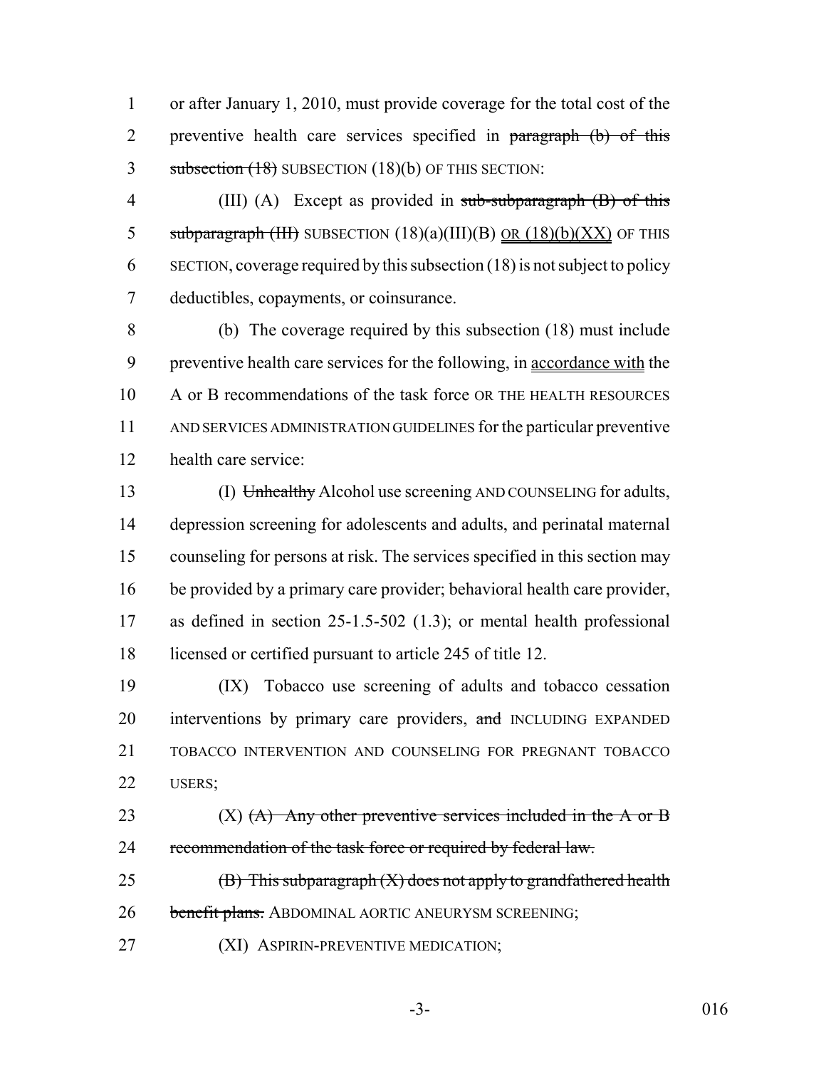or after January 1, 2010, must provide coverage for the total cost of the preventive health care services specified in ~~paragraph (b) of this subsection (18)~~ SUBSECTION (18)(b) OF THIS SECTION:

(III) (A) Except as provided in ~~sub-subparagraph (B) of this subparagraph (III)~~ SUBSECTION (18)(a)(III)(B) OR (18)(b)(XX) OF THIS SECTION, coverage required by this subsection (18) is not subject to policy deductibles, copayments, or coinsurance.

(b) The coverage required by this subsection (18) must include preventive health care services for the following, in accordance with the A or B recommendations of the task force OR THE HEALTH RESOURCES AND SERVICES ADMINISTRATION GUIDELINES for the particular preventive health care service:

(I) ~~Unhealthy~~ Alcohol use screening AND COUNSELING for adults, depression screening for adolescents and adults, and perinatal maternal counseling for persons at risk. The services specified in this section may be provided by a primary care provider; behavioral health care provider, as defined in section 25-1.5-502 (1.3); or mental health professional licensed or certified pursuant to article 245 of title 12.

(IX) Tobacco use screening of adults and tobacco cessation interventions by primary care providers, ~~and~~ INCLUDING EXPANDED TOBACCO INTERVENTION AND COUNSELING FOR PREGNANT TOBACCO USERS;

(X) ~~(A) Any other preventive services included in the A or B recommendation of the task force or required by federal law.~~

~~(B) This subparagraph (X) does not apply to grandfathered health benefit plans.~~ ABDOMINAL AORTIC ANEURYSM SCREENING;

(XI) ASPIRIN-PREVENTIVE MEDICATION;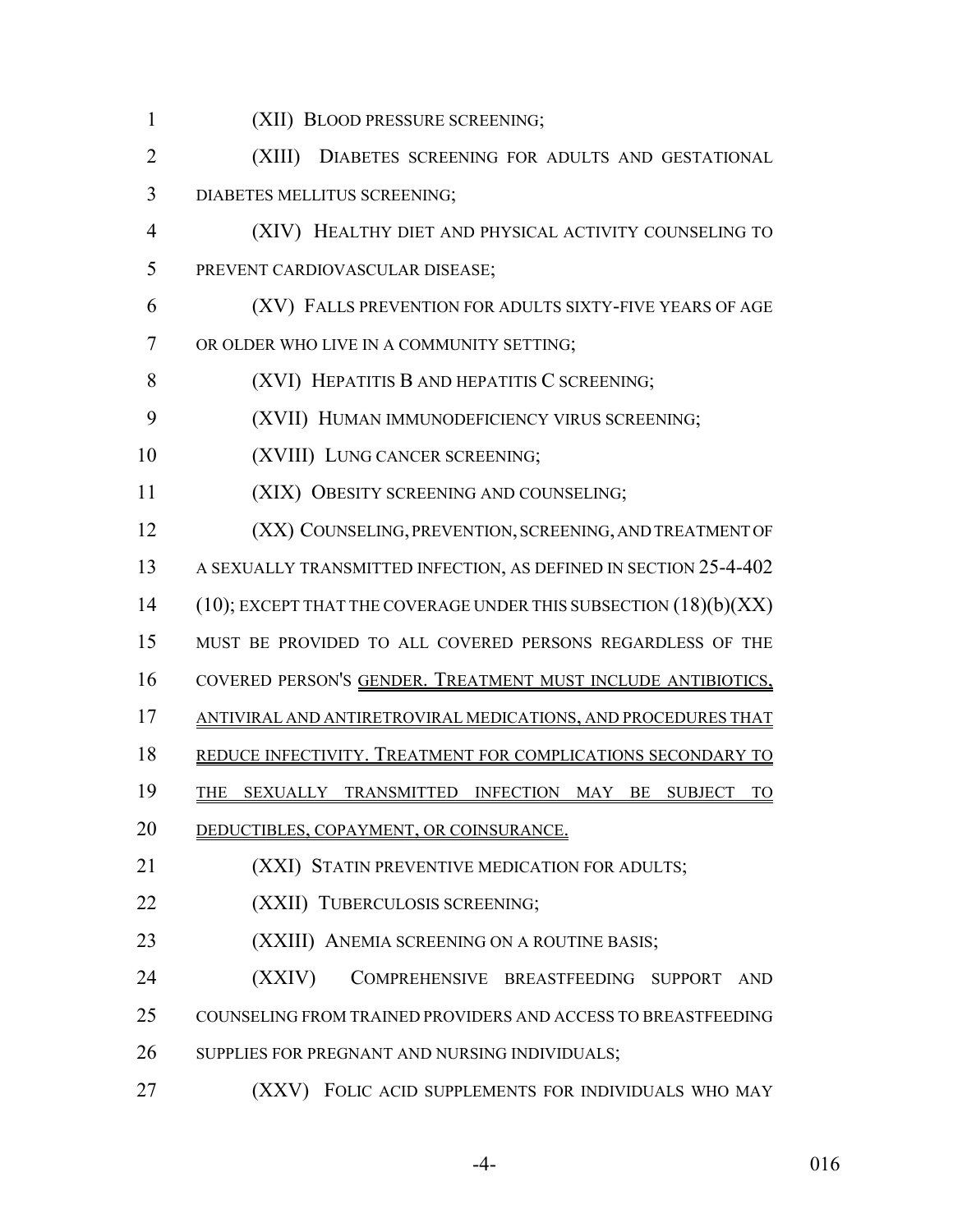(XII) BLOOD PRESSURE SCREENING;

(XIII) DIABETES SCREENING FOR ADULTS AND GESTATIONAL DIABETES MELLITUS SCREENING;

(XIV) HEALTHY DIET AND PHYSICAL ACTIVITY COUNSELING TO PREVENT CARDIOVASCULAR DISEASE;

(XV) FALLS PREVENTION FOR ADULTS SIXTY-FIVE YEARS OF AGE OR OLDER WHO LIVE IN A COMMUNITY SETTING;

(XVI) HEPATITIS B AND HEPATITIS C SCREENING;

(XVII) HUMAN IMMUNODEFICIENCY VIRUS SCREENING;

(XVIII) LUNG CANCER SCREENING;

(XIX) OBESITY SCREENING AND COUNSELING;

(XX) COUNSELING, PREVENTION, SCREENING, AND TREATMENT OF A SEXUALLY TRANSMITTED INFECTION, AS DEFINED IN SECTION 25-4-402 (10); EXCEPT THAT THE COVERAGE UNDER THIS SUBSECTION (18)(b)(XX) MUST BE PROVIDED TO ALL COVERED PERSONS REGARDLESS OF THE COVERED PERSON'S GENDER. TREATMENT MUST INCLUDE ANTIBIOTICS, ANTIVIRAL AND ANTIRETROVIRAL MEDICATIONS, AND PROCEDURES THAT REDUCE INFECTIVITY. TREATMENT FOR COMPLICATIONS SECONDARY TO THE SEXUALLY TRANSMITTED INFECTION MAY BE SUBJECT TO DEDUCTIBLES, COPAYMENT, OR COINSURANCE.

(XXI) STATIN PREVENTIVE MEDICATION FOR ADULTS;

(XXII) TUBERCULOSIS SCREENING;

(XXIII) ANEMIA SCREENING ON A ROUTINE BASIS;

(XXIV) COMPREHENSIVE BREASTFEEDING SUPPORT AND COUNSELING FROM TRAINED PROVIDERS AND ACCESS TO BREASTFEEDING SUPPLIES FOR PREGNANT AND NURSING INDIVIDUALS;

(XXV) FOLIC ACID SUPPLEMENTS FOR INDIVIDUALS WHO MAY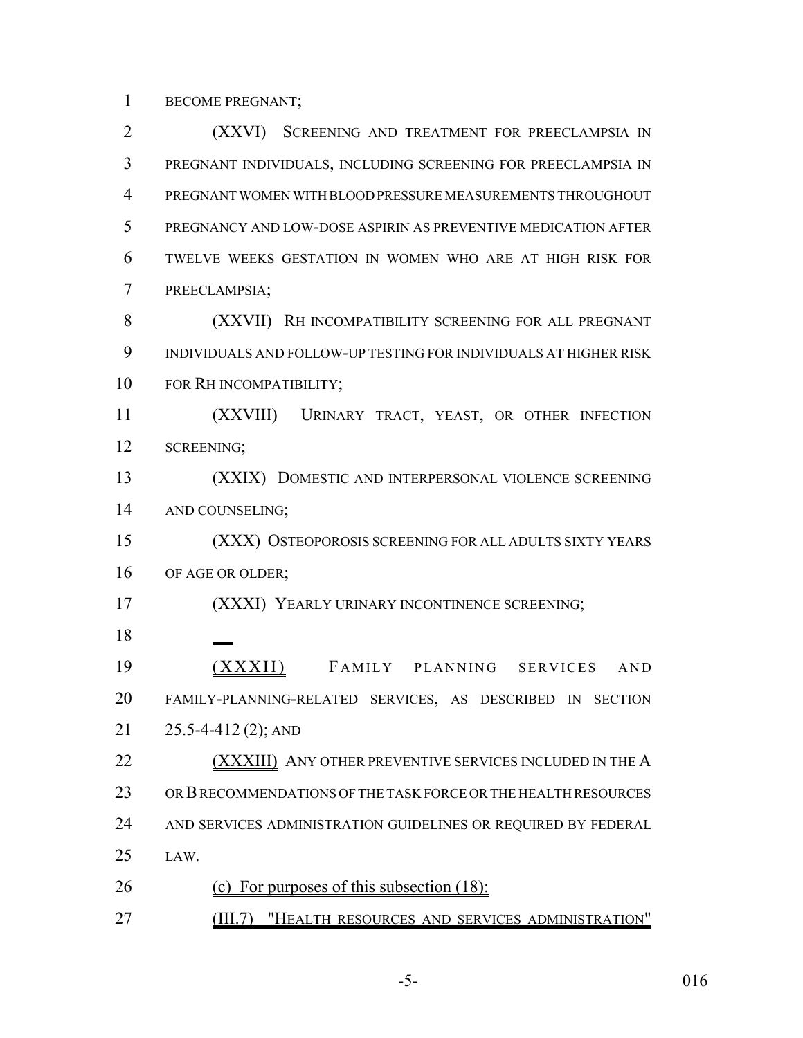BECOME PREGNANT;

(XXVI) SCREENING AND TREATMENT FOR PREECLAMPSIA IN PREGNANT INDIVIDUALS, INCLUDING SCREENING FOR PREECLAMPSIA IN PREGNANT WOMEN WITH BLOOD PRESSURE MEASUREMENTS THROUGHOUT PREGNANCY AND LOW-DOSE ASPIRIN AS PREVENTIVE MEDICATION AFTER TWELVE WEEKS GESTATION IN WOMEN WHO ARE AT HIGH RISK FOR PREECLAMPSIA;

(XXVII) RH INCOMPATIBILITY SCREENING FOR ALL PREGNANT INDIVIDUALS AND FOLLOW-UP TESTING FOR INDIVIDUALS AT HIGHER RISK FOR RH INCOMPATIBILITY;

(XXVIII) URINARY TRACT, YEAST, OR OTHER INFECTION SCREENING;

(XXIX) DOMESTIC AND INTERPERSONAL VIOLENCE SCREENING AND COUNSELING;

(XXX) OSTEOPOROSIS SCREENING FOR ALL ADULTS SIXTY YEARS OF AGE OR OLDER;

(XXXI) YEARLY URINARY INCONTINENCE SCREENING;

(XXXII) FAMILY PLANNING SERVICES AND FAMILY-PLANNING-RELATED SERVICES, AS DESCRIBED IN SECTION 25.5-4-412 (2); AND

(XXXIII) ANY OTHER PREVENTIVE SERVICES INCLUDED IN THE A OR B RECOMMENDATIONS OF THE TASK FORCE OR THE HEALTH RESOURCES AND SERVICES ADMINISTRATION GUIDELINES OR REQUIRED BY FEDERAL LAW.

(c) For purposes of this subsection (18):

(III.7) "HEALTH RESOURCES AND SERVICES ADMINISTRATION"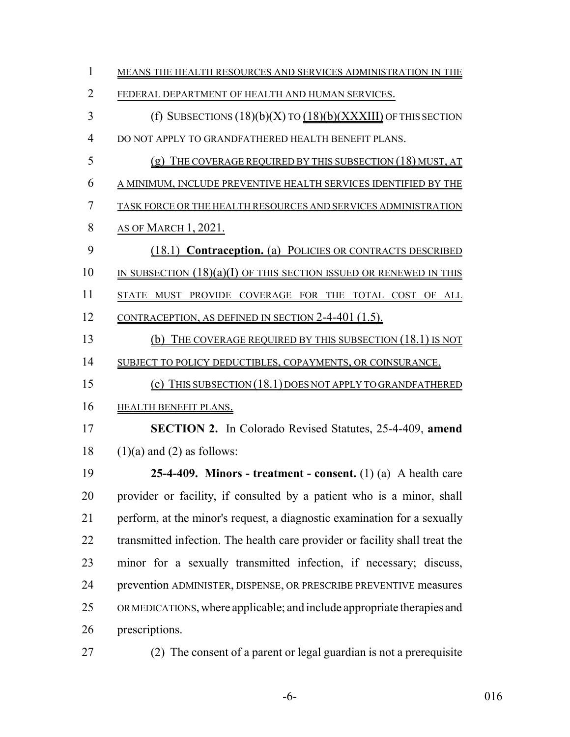MEANS THE HEALTH RESOURCES AND SERVICES ADMINISTRATION IN THE FEDERAL DEPARTMENT OF HEALTH AND HUMAN SERVICES.

(f) SUBSECTIONS (18)(b)(X) TO (18)(b)(XXXIII) OF THIS SECTION DO NOT APPLY TO GRANDFATHERED HEALTH BENEFIT PLANS.

(g) THE COVERAGE REQUIRED BY THIS SUBSECTION (18) MUST, AT A MINIMUM, INCLUDE PREVENTIVE HEALTH SERVICES IDENTIFIED BY THE TASK FORCE OR THE HEALTH RESOURCES AND SERVICES ADMINISTRATION AS OF MARCH 1, 2021.

(18.1) **Contraception.** (a) POLICIES OR CONTRACTS DESCRIBED IN SUBSECTION (18)(a)(I) OF THIS SECTION ISSUED OR RENEWED IN THIS STATE MUST PROVIDE COVERAGE FOR THE TOTAL COST OF ALL CONTRACEPTION, AS DEFINED IN SECTION 2-4-401 (1.5).

(b) THE COVERAGE REQUIRED BY THIS SUBSECTION (18.1) IS NOT SUBJECT TO POLICY DEDUCTIBLES, COPAYMENTS, OR COINSURANCE.

(c) THIS SUBSECTION (18.1) DOES NOT APPLY TO GRANDFATHERED HEALTH BENEFIT PLANS.

**SECTION 2.** In Colorado Revised Statutes, 25-4-409, **amend** (1)(a) and (2) as follows:

**25-4-409. Minors - treatment - consent.** (1) (a) A health care provider or facility, if consulted by a patient who is a minor, shall perform, at the minor's request, a diagnostic examination for a sexually transmitted infection. The health care provider or facility shall treat the minor for a sexually transmitted infection, if necessary; discuss, ~~prevention~~ ADMINISTER, DISPENSE, OR PRESCRIBE PREVENTIVE measures OR MEDICATIONS, where applicable; and include appropriate therapies and prescriptions.

(2) The consent of a parent or legal guardian is not a prerequisite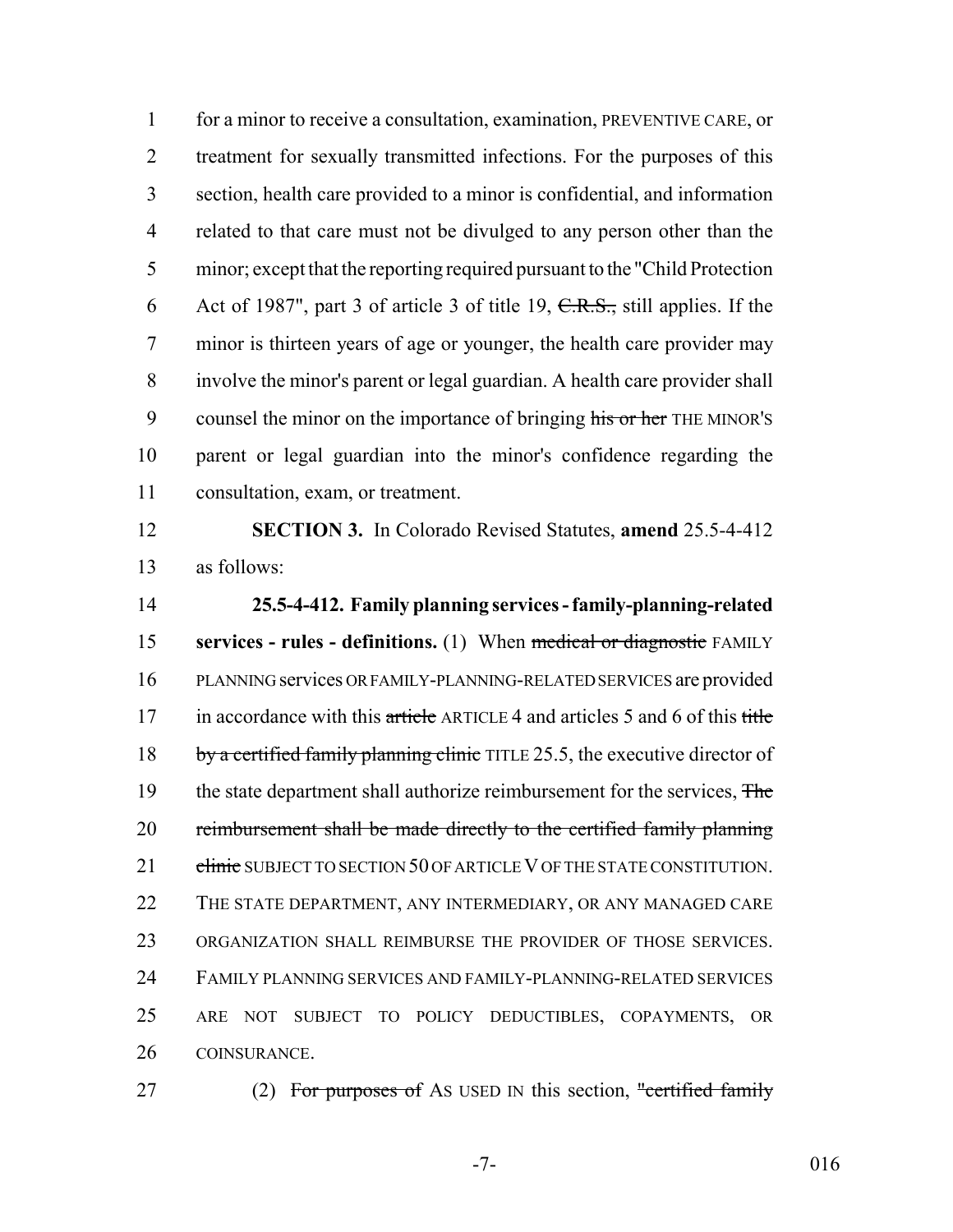for a minor to receive a consultation, examination, PREVENTIVE CARE, or treatment for sexually transmitted infections. For the purposes of this section, health care provided to a minor is confidential, and information related to that care must not be divulged to any person other than the minor; except that the reporting required pursuant to the "Child Protection Act of 1987", part 3 of article 3 of title 19, ~~C.R.S.,~~ still applies. If the minor is thirteen years of age or younger, the health care provider may involve the minor's parent or legal guardian. A health care provider shall counsel the minor on the importance of bringing ~~his or her~~ THE MINOR'S parent or legal guardian into the minor's confidence regarding the consultation, exam, or treatment.

**SECTION 3.** In Colorado Revised Statutes, **amend** 25.5-4-412 as follows:

**25.5-4-412. Family planning services - family-planning-related services - rules - definitions.** (1) When ~~medical or diagnostic~~ FAMILY PLANNING services OR FAMILY-PLANNING-RELATED SERVICES are provided in accordance with this ~~article~~ ARTICLE 4 and articles 5 and 6 of this ~~title by a certified family planning clinic~~ TITLE 25.5, the executive director of the state department shall authorize reimbursement for the services, ~~The reimbursement shall be made directly to the certified family planning clinic~~ SUBJECT TO SECTION 50 OF ARTICLE V OF THE STATE CONSTITUTION. THE STATE DEPARTMENT, ANY INTERMEDIARY, OR ANY MANAGED CARE ORGANIZATION SHALL REIMBURSE THE PROVIDER OF THOSE SERVICES. FAMILY PLANNING SERVICES AND FAMILY-PLANNING-RELATED SERVICES ARE NOT SUBJECT TO POLICY DEDUCTIBLES, COPAYMENTS, OR COINSURANCE.

(2) ~~For purposes of~~ AS USED IN this section, ~~"certified family~~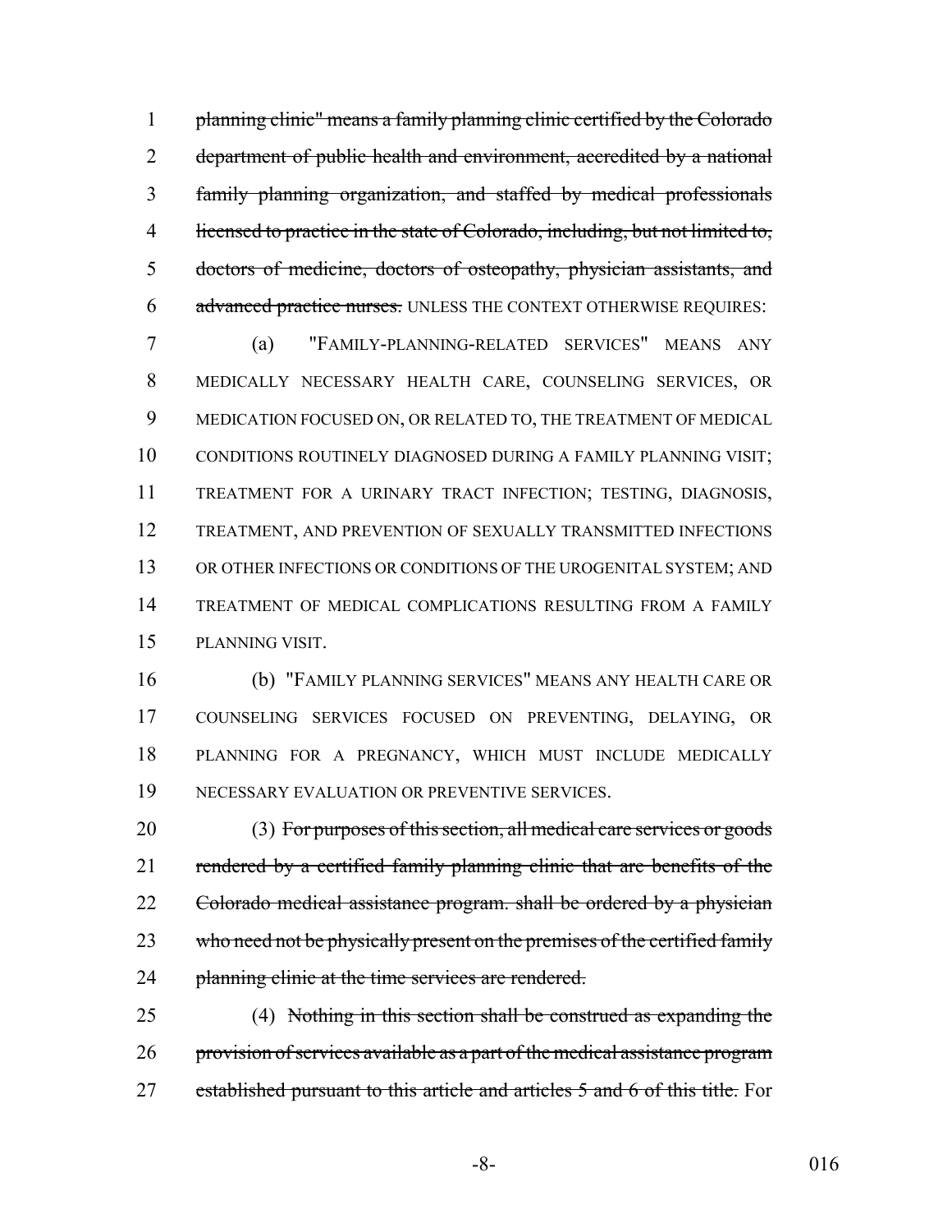~~planning clinic" means a family planning clinic certified by the Colorado department of public health and environment, accredited by a national family planning organization, and staffed by medical professionals licensed to practice in the state of Colorado, including, but not limited to, doctors of medicine, doctors of osteopathy, physician assistants, and advanced practice nurses.~~ UNLESS THE CONTEXT OTHERWISE REQUIRES:

(a) "FAMILY-PLANNING-RELATED SERVICES" MEANS ANY MEDICALLY NECESSARY HEALTH CARE, COUNSELING SERVICES, OR MEDICATION FOCUSED ON, OR RELATED TO, THE TREATMENT OF MEDICAL CONDITIONS ROUTINELY DIAGNOSED DURING A FAMILY PLANNING VISIT; TREATMENT FOR A URINARY TRACT INFECTION; TESTING, DIAGNOSIS, TREATMENT, AND PREVENTION OF SEXUALLY TRANSMITTED INFECTIONS OR OTHER INFECTIONS OR CONDITIONS OF THE UROGENITAL SYSTEM; AND TREATMENT OF MEDICAL COMPLICATIONS RESULTING FROM A FAMILY PLANNING VISIT.

(b) "FAMILY PLANNING SERVICES" MEANS ANY HEALTH CARE OR COUNSELING SERVICES FOCUSED ON PREVENTING, DELAYING, OR PLANNING FOR A PREGNANCY, WHICH MUST INCLUDE MEDICALLY NECESSARY EVALUATION OR PREVENTIVE SERVICES.

(3) ~~For purposes of this section, all medical care services or goods rendered by a certified family planning clinic that are benefits of the Colorado medical assistance program. shall be ordered by a physician who need not be physically present on the premises of the certified family planning clinic at the time services are rendered.~~

(4) ~~Nothing in this section shall be construed as expanding the provision of services available as a part of the medical assistance program established pursuant to this article and articles 5 and 6 of this title.~~ For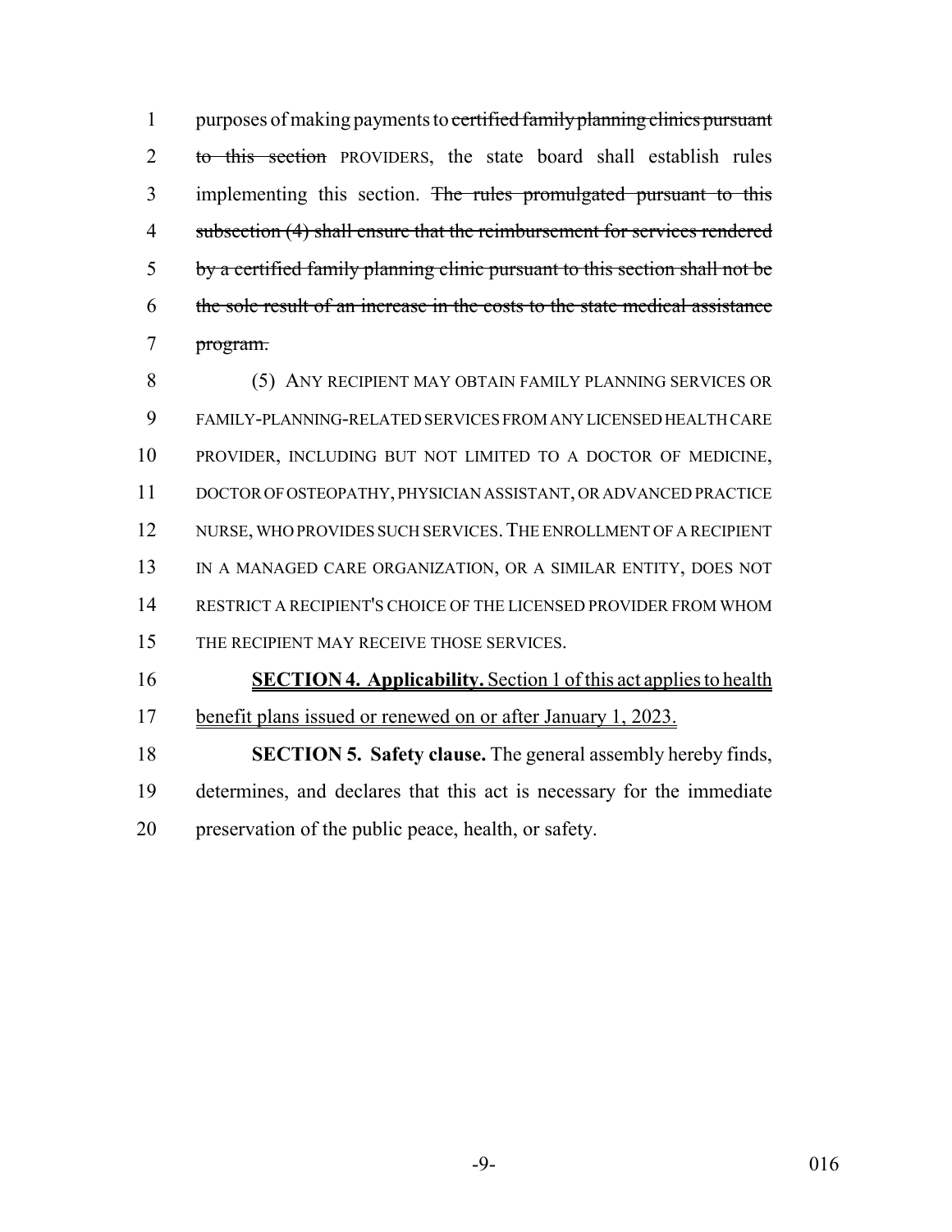purposes of making payments to ~~certified family planning clinics pursuant to this section~~ PROVIDERS, the state board shall establish rules implementing this section. ~~The rules promulgated pursuant to this subsection (4) shall ensure that the reimbursement for services rendered by a certified family planning clinic pursuant to this section shall not be the sole result of an increase in the costs to the state medical assistance program.~~

(5) ANY RECIPIENT MAY OBTAIN FAMILY PLANNING SERVICES OR FAMILY-PLANNING-RELATED SERVICES FROM ANY LICENSED HEALTH CARE PROVIDER, INCLUDING BUT NOT LIMITED TO A DOCTOR OF MEDICINE, DOCTOR OF OSTEOPATHY, PHYSICIAN ASSISTANT, OR ADVANCED PRACTICE NURSE, WHO PROVIDES SUCH SERVICES. THE ENROLLMENT OF A RECIPIENT IN A MANAGED CARE ORGANIZATION, OR A SIMILAR ENTITY, DOES NOT RESTRICT A RECIPIENT'S CHOICE OF THE LICENSED PROVIDER FROM WHOM THE RECIPIENT MAY RECEIVE THOSE SERVICES.

**SECTION 4. Applicability.** Section 1 of this act applies to health benefit plans issued or renewed on or after January 1, 2023.

**SECTION 5. Safety clause.** The general assembly hereby finds, determines, and declares that this act is necessary for the immediate preservation of the public peace, health, or safety.